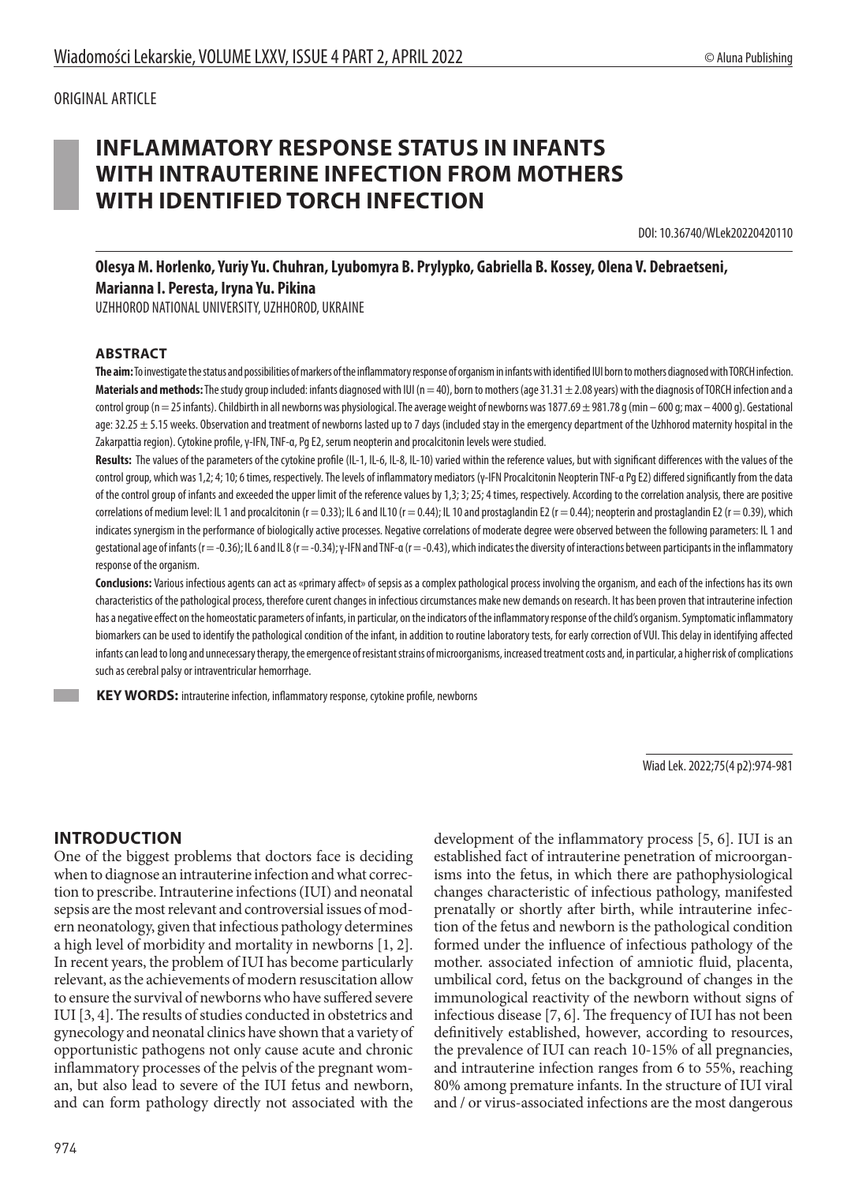ORIGINAL ARTICLE

# INFLAMMATORY RESPONSE STATUS IN INFANTS WITH INTRAUTERINE INFECTION FROM MOTHERS WITH IDENTIFIED TORCH INFECTION

DOI: 10.36740/WLek20220420110

**Olesya M. Horlenko, Yuriy Yu. Chuhran, Lyubomyra B. Prylypko, Gabriella B. Kossey, Olena V. Debraetseni, Marianna I. Peresta, Iryna Yu. Pikina**

UZHHOROD NATIONAL UNIVERSITY, UZHHOROD, UKRAINE

## ABSTRACT

**The aim:** To investigate the status and possibilities of markers of the inflammatory response of organism in infants with identified IUI born to mothers diagnosed with TORCH infection.

**Materials and methods:** The study group included: infants diagnosed with IUI (n = 40), born to mothers (age 31.31 ± 2.08 years) with the diagnosis of TORCH infection and a control group (n = 25 infants). Childbirth in all newborns was physiological. The average weight of newborns was 1877.69 ± 981.78 g (min – 600 g; max – 4000 g). Gestational age: 32.25 ± 5.15 weeks. Observation and treatment of newborns lasted up to 7 days (included stay in the emergency department of the Uzhhorod maternity hospital in the Zakarpattia region). Cytokine profile, γ-IFN, TNF-α, Pg E2, serum neopterin and procalcitonin levels were studied.

**Results:** The values of the parameters of the cytokine profile (IL-1, IL-6, IL-8, IL-10) varied within the reference values, but with significant differences with the values of the control group, which was 1,2; 4; 10; 6 times, respectively. The levels of inflammatory mediators (γ-IFN Procalcitonin Neopterin TNF-α Pg E2) differed significantly from the data of the control group of infants and exceeded the upper limit of the reference values by 1,3; 3; 25; 4 times, respectively. According to the correlation analysis, there are positive correlations of medium level: IL 1 and procalcitonin (r = 0.33); IL 6 and IL10 (r = 0.44); IL 10 and prostaglandin E2 (r = 0.44); neopterin and prostaglandin E2 (r = 0.39), which indicates synergism in the performance of biologically active processes. Negative correlations of moderate degree were observed between the following parameters: IL 1 and gestational age of infants (r = -0.36); IL 6 and IL 8 (r = -0.34); γ-IFN and TNF-α (r = -0.43), which indicates the diversity of interactions between participants in the inflammatory response of the organism.

**Conclusions:** Various infectious agents can act as «primary affect» of sepsis as a complex pathological process involving the organism, and each of the infections has its own characteristics of the pathological process, therefore curent changes in infectious circumstances make new demands on research. It has been proven that intrauterine infection has a negative effect on the homeostatic parameters of infants, in particular, on the indicators of the inflammatory response of the child's organism. Symptomatic inflammatory biomarkers can be used to identify the pathological condition of the infant, in addition to routine laboratory tests, for early correction of VUI. This delay in identifying affected infants can lead to long and unnecessary therapy, the emergence of resistant strains of microorganisms, increased treatment costs and, in particular, a higher risk of complications such as cerebral palsy or intraventricular hemorrhage.

**KEY WORDS:** intrauterine infection, inflammatory response, cytokine profile, newborns

Wiad Lek. 2022;75(4 p2):974-981

## INTRODUCTION

One of the biggest problems that doctors face is deciding when to diagnose an intrauterine infection and what correction to prescribe. Intrauterine infections (IUI) and neonatal sepsis are the most relevant and controversial issues of modern neonatology, given that infectious pathology determines a high level of morbidity and mortality in newborns [1, 2]. In recent years, the problem of IUI has become particularly relevant, as the achievements of modern resuscitation allow to ensure the survival of newborns who have suffered severe IUI [3, 4]. The results of studies conducted in obstetrics and gynecology and neonatal clinics have shown that a variety of opportunistic pathogens not only cause acute and chronic inflammatory processes of the pelvis of the pregnant woman, but also lead to severe of the IUI fetus and newborn, and can form pathology directly not associated with the development of the inflammatory process [5, 6]. IUI is an established fact of intrauterine penetration of microorganisms into the fetus, in which there are pathophysiological changes characteristic of infectious pathology, manifested prenatally or shortly after birth, while intrauterine infection of the fetus and newborn is the pathological condition formed under the influence of infectious pathology of the mother. associated infection of amniotic fluid, placenta, umbilical cord, fetus on the background of changes in the immunological reactivity of the newborn without signs of infectious disease [7, 6]. The frequency of IUI has not been definitively established, however, according to resources, the prevalence of IUI can reach 10-15% of all pregnancies, and intrauterine infection ranges from 6 to 55%, reaching 80% among premature infants. In the structure of IUI viral and / or virus-associated infections are the most dangerous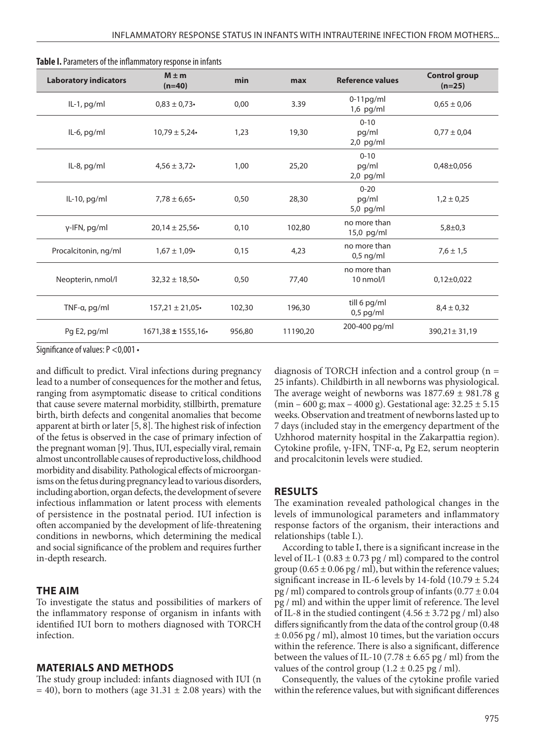**Table I.** Parameters of the inflammatory response in infants

| Laboratory indicators | M ± m (n=40) | min | max | Reference values | Control group (n=25) |
|---|---|---|---|---|---|
| IL-1, pg/ml | 0,83 ± 0,73• | 0,00 | 3.39 | 0-11pg/ml 1,6 pg/ml | 0,65 ± 0,06 |
| IL-6, pg/ml | 10,79 ± 5,24• | 1,23 | 19,30 | 0-10 pg/ml 2,0 pg/ml | 0,77 ± 0,04 |
| IL-8, pg/ml | 4,56 ± 3,72• | 1,00 | 25,20 | 0-10 pg/ml 2,0 pg/ml | 0,48±0,056 |
| IL-10, pg/ml | 7,78 ± 6,65• | 0,50 | 28,30 | 0-20 pg/ml 5,0 pg/ml | 1,2 ± 0,25 |
| γ-IFN, pg/ml | 20,14 ± 25,56• | 0,10 | 102,80 | no more than 15,0 pg/ml | 5,8±0,3 |
| Procalcitonin, ng/ml | 1,67 ± 1,09• | 0,15 | 4,23 | no more than 0,5 ng/ml | 7,6 ± 1,5 |
| Neopterin, nmol/l | 32,32 ± 18,50• | 0,50 | 77,40 | no more than 10 nmol/l | 0,12±0,022 |
| TNF-α, pg/ml | 157,21 ± 21,05• | 102,30 | 196,30 | till 6 pg/ml 0,5 pg/ml | 8,4 ± 0,32 |
| Pg E2, pg/ml | 1671,38 **±** 1555,16• | 956,80 | 11190,20 | 200-400 pg/ml | 390,21± 31,19 |

Significance of values: P <0,001 •

and difficult to predict. Viral infections during pregnancy lead to a number of consequences for the mother and fetus, ranging from asymptomatic disease to critical conditions that cause severe maternal morbidity, stillbirth, premature birth, birth defects and congenital anomalies that become apparent at birth or later [5, 8]. The highest risk of infection of the fetus is observed in the case of primary infection of the pregnant woman [9]. Thus, IUI, especially viral, remain almost uncontrollable causes of reproductive loss, childhood morbidity and disability. Pathological effects of microorganisms on the fetus during pregnancy lead to various disorders, including abortion, organ defects, the development of severe infectious inflammation or latent process with elements of persistence in the postnatal period. IUI infection is often accompanied by the development of life-threatening conditions in newborns, which determining the medical and social significance of the problem and requires further in-depth research.

## THE AIM

To investigate the status and possibilities of markers of the inflammatory response of organism in infants with identified IUI born to mothers diagnosed with TORCH infection.

## MATERIALS AND METHODS

The study group included: infants diagnosed with IUI (n = 40), born to mothers (age 31.31 ± 2.08 years) with the diagnosis of TORCH infection and a control group (n = 25 infants). Childbirth in all newborns was physiological. The average weight of newborns was 1877.69 ± 981.78 g (min – 600 g; max – 4000 g). Gestational age: 32.25 ± 5.15 weeks. Observation and treatment of newborns lasted up to 7 days (included stay in the emergency department of the Uzhhorod maternity hospital in the Zakarpattia region). Cytokine profile, γ-IFN, TNF-α, Pg E2, serum neopterin and procalcitonin levels were studied.

## RESULTS

The examination revealed pathological changes in the levels of immunological parameters and inflammatory response factors of the organism, their interactions and relationships (table I.).

According to table I, there is a significant increase in the level of IL-1 (0.83 ± 0.73 pg / ml) compared to the control group (0.65 ± 0.06 pg / ml), but within the reference values; significant increase in IL-6 levels by 14-fold (10.79 ± 5.24 pg / ml) compared to controls group of infants (0.77 ± 0.04 pg / ml) and within the upper limit of reference. The level of IL-8 in the studied contingent (4.56 ± 3.72 pg / ml) also differs significantly from the data of the control group (0.48 ± 0.056 pg / ml), almost 10 times, but the variation occurs within the reference. There is also a significant, difference between the values of IL-10 (7.78 ± 6.65 pg / ml) from the values of the control group (1.2 ± 0.25 pg / ml).

Consequently, the values of the cytokine profile varied within the reference values, but with significant differences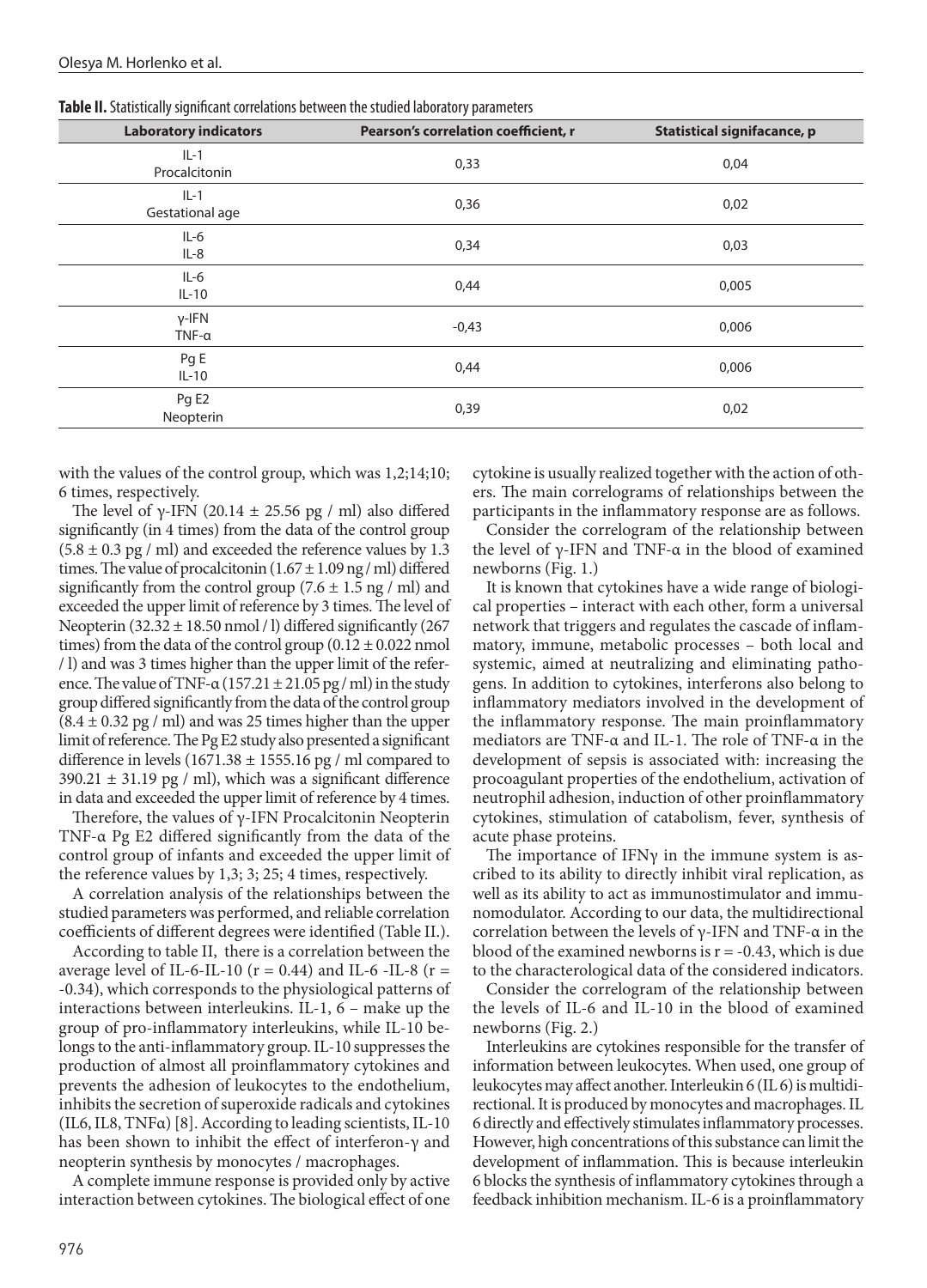**Table II.** Statistically significant correlations between the studied laboratory parameters

| Laboratory indicators | Pearson's correlation coefficient, r | Statistical signifacance, p |
|---|---|---|
| IL-1<br>Procalcitonin | 0,33 | 0,04 |
| IL-1<br>Gestational age | 0,36 | 0,02 |
| IL-6<br>IL-8 | 0,34 | 0,03 |
| IL-6<br>IL-10 | 0,44 | 0,005 |
| γ-IFN<br>TNF-α | -0,43 | 0,006 |
| Pg E<br>IL-10 | 0,44 | 0,006 |
| Pg E2<br>Neopterin | 0,39 | 0,02 |

with the values of the control group, which was 1,2;14;10; 6 times, respectively.

The level of γ-IFN (20.14 ± 25.56 pg / ml) also differed significantly (in 4 times) from the data of the control group (5.8 ± 0.3 pg / ml) and exceeded the reference values by 1.3 times. The value of procalcitonin (1.67 ± 1.09 ng / ml) differed significantly from the control group (7.6 ± 1.5 ng / ml) and exceeded the upper limit of reference by 3 times. The level of Neopterin (32.32 ± 18.50 nmol / l) differed significantly (267 times) from the data of the control group (0.12 ± 0.022 nmol / l) and was 3 times higher than the upper limit of the reference. The value of TNF-α (157.21 ± 21.05 pg / ml) in the study group differed significantly from the data of the control group (8.4 ± 0.32 pg / ml) and was 25 times higher than the upper limit of reference. The Pg E2 study also presented a significant difference in levels (1671.38 ± 1555.16 pg / ml compared to 390.21 ± 31.19 pg / ml), which was a significant difference in data and exceeded the upper limit of reference by 4 times.

Therefore, the values of γ-IFN Procalcitonin Neopterin TNF-α Pg E2 differed significantly from the data of the control group of infants and exceeded the upper limit of the reference values by 1,3; 3; 25; 4 times, respectively.

A correlation analysis of the relationships between the studied parameters was performed, and reliable correlation coefficients of different degrees were identified (Table II.).

According to table II, there is a correlation between the average level of IL-6-IL-10 ($r = 0.44$) and IL-6 -IL-8 ($r = -0.34$), which corresponds to the physiological patterns of interactions between interleukins. IL-1, 6 – make up the group of pro-inflammatory interleukins, while IL-10 belongs to the anti-inflammatory group. IL-10 suppresses the production of almost all proinflammatory cytokines and prevents the adhesion of leukocytes to the endothelium, inhibits the secretion of superoxide radicals and cytokines (IL6, IL8, TNFα) [8]. According to leading scientists, IL-10 has been shown to inhibit the effect of interferon-γ and neopterin synthesis by monocytes / macrophages.

A complete immune response is provided only by active interaction between cytokines. The biological effect of one cytokine is usually realized together with the action of others. The main correlograms of relationships between the participants in the inflammatory response are as follows.

Consider the correlogram of the relationship between the level of γ-IFN and TNF-α in the blood of examined newborns (Fig. 1.)

It is known that cytokines have a wide range of biological properties – interact with each other, form a universal network that triggers and regulates the cascade of inflammatory, immune, metabolic processes – both local and systemic, aimed at neutralizing and eliminating pathogens. In addition to cytokines, interferons also belong to inflammatory mediators involved in the development of the inflammatory response. The main proinflammatory mediators are TNF-α and IL-1. The role of TNF-α in the development of sepsis is associated with: increasing the procoagulant properties of the endothelium, activation of neutrophil adhesion, induction of other proinflammatory cytokines, stimulation of catabolism, fever, synthesis of acute phase proteins.

The importance of IFNγ in the immune system is ascribed to its ability to directly inhibit viral replication, as well as its ability to act as immunostimulator and immunomodulator. According to our data, the multidirectional correlation between the levels of γ-IFN and TNF-α in the blood of the examined newborns is $r = -0.43$, which is due to the characterological data of the considered indicators.

Consider the correlogram of the relationship between the levels of IL-6 and IL-10 in the blood of examined newborns (Fig. 2.)

Interleukins are cytokines responsible for the transfer of information between leukocytes. When used, one group of leukocytes may affect another. Interleukin 6 (IL 6) is multidirectional. It is produced by monocytes and macrophages. IL 6 directly and effectively stimulates inflammatory processes. However, high concentrations of this substance can limit the development of inflammation. This is because interleukin 6 blocks the synthesis of inflammatory cytokines through a feedback inhibition mechanism. IL-6 is a proinflammatory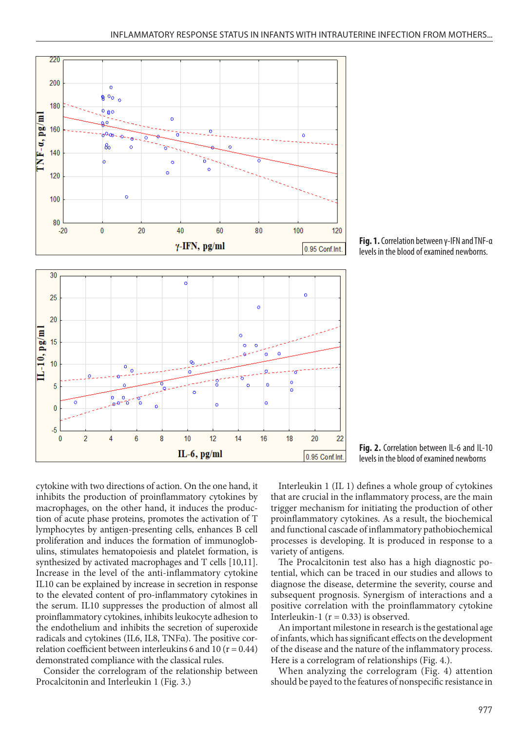**Fig. 1.** Correlation between γ-IFN and TNF-α levels in the blood of examined newborns.

**Fig. 2.** Correlation between IL-6 and IL-10 levels in the blood of examined newborns

cytokine with two directions of action. On the one hand, it inhibits the production of proinflammatory cytokines by macrophages, on the other hand, it induces the production of acute phase proteins, promotes the activation of T lymphocytes by antigen-presenting cells, enhances B cell proliferation and induces the formation of immunoglobulins, stimulates hematopoiesis and platelet formation, is synthesized by activated macrophages and T cells [10,11]. Increase in the level of the anti-inflammatory cytokine IL10 can be explained by increase in secretion in response to the elevated content of pro-inflammatory cytokines in the serum. IL10 suppresses the production of almost all proinflammatory cytokines, inhibits leukocyte adhesion to the endothelium and inhibits the secretion of superoxide radicals and cytokines (IL6, IL8, TNFα). The positive correlation coefficient between interleukins 6 and 10 ($r = 0.44$) demonstrated compliance with the classical rules.

Consider the correlogram of the relationship between Procalcitonin and Interleukin 1 (Fig. 3.)

Interleukin 1 (IL 1) defines a whole group of cytokines that are crucial in the inflammatory process, are the main trigger mechanism for initiating the production of other proinflammatory cytokines. As a result, the biochemical and functional cascade of inflammatory pathobiochemical processes is developing. It is produced in response to a variety of antigens.

The Procalcitonin test also has a high diagnostic potential, which can be traced in our studies and allows to diagnose the disease, determine the severity, course and subsequent prognosis. Synergism of interactions and a positive correlation with the proinflammatory cytokine Interleukin-1 ($r = 0.33$) is observed.

An important milestone in research is the gestational age of infants, which has significant effects on the development of the disease and the nature of the inflammatory process. Here is a correlogram of relationships (Fig. 4.).

When analyzing the correlogram (Fig. 4) attention should be payed to the features of nonspecific resistance in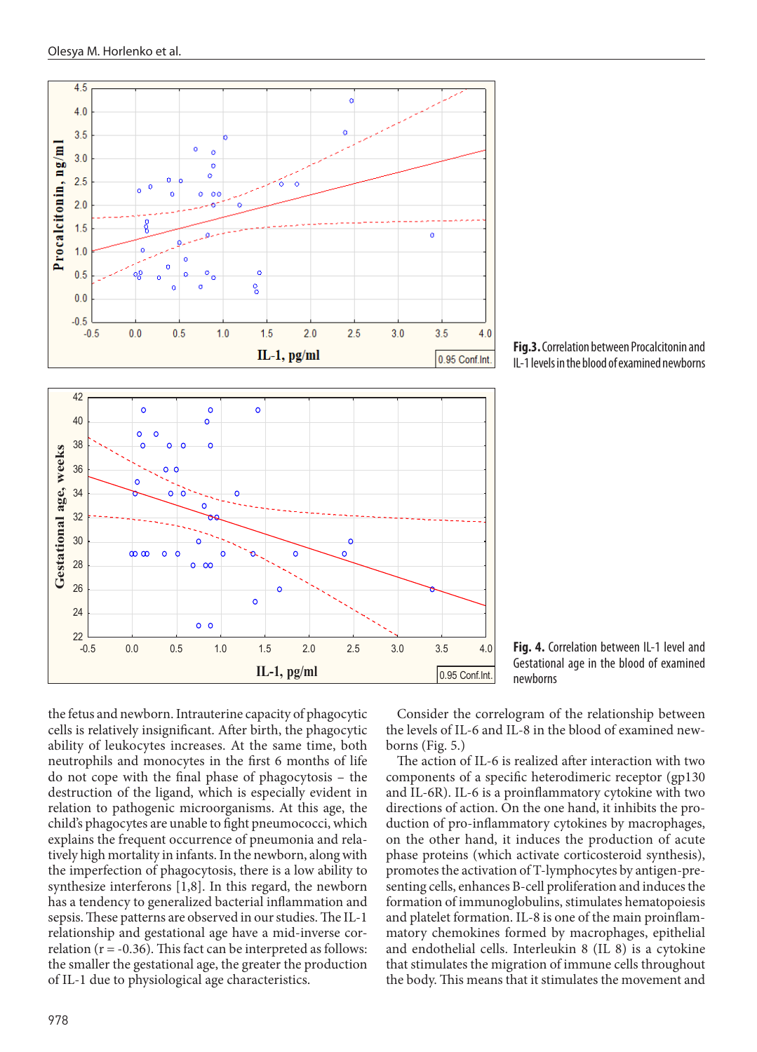**Fig.3.** Correlation between Procalcitonin and IL-1 levels in the blood of examined newborns

**Fig. 4.** Correlation between IL-1 level and Gestational age in the blood of examined newborns

the fetus and newborn. Intrauterine capacity of phagocytic cells is relatively insignificant. After birth, the phagocytic ability of leukocytes increases. At the same time, both neutrophils and monocytes in the first 6 months of life do not cope with the final phase of phagocytosis – the destruction of the ligand, which is especially evident in relation to pathogenic microorganisms. At this age, the child's phagocytes are unable to fight pneumococci, which explains the frequent occurrence of pneumonia and relatively high mortality in infants. In the newborn, along with the imperfection of phagocytosis, there is a low ability to synthesize interferons [1,8]. In this regard, the newborn has a tendency to generalized bacterial inflammation and sepsis. These patterns are observed in our studies. The IL-1 relationship and gestational age have a mid-inverse correlation (r = -0.36). This fact can be interpreted as follows: the smaller the gestational age, the greater the production of IL-1 due to physiological age characteristics.

Consider the correlogram of the relationship between the levels of IL-6 and IL-8 in the blood of examined newborns (Fig. 5.)

The action of IL-6 is realized after interaction with two components of a specific heterodimeric receptor (gp130 and IL-6R). IL-6 is a proinflammatory cytokine with two directions of action. On the one hand, it inhibits the production of pro-inflammatory cytokines by macrophages, on the other hand, it induces the production of acute phase proteins (which activate corticosteroid synthesis), promotes the activation of T-lymphocytes by antigen-presenting cells, enhances B-cell proliferation and induces the formation of immunoglobulins, stimulates hematopoiesis and platelet formation. IL-8 is one of the main proinflammatory chemokines formed by macrophages, epithelial and endothelial cells. Interleukin 8 (IL 8) is a cytokine that stimulates the migration of immune cells throughout the body. This means that it stimulates the movement and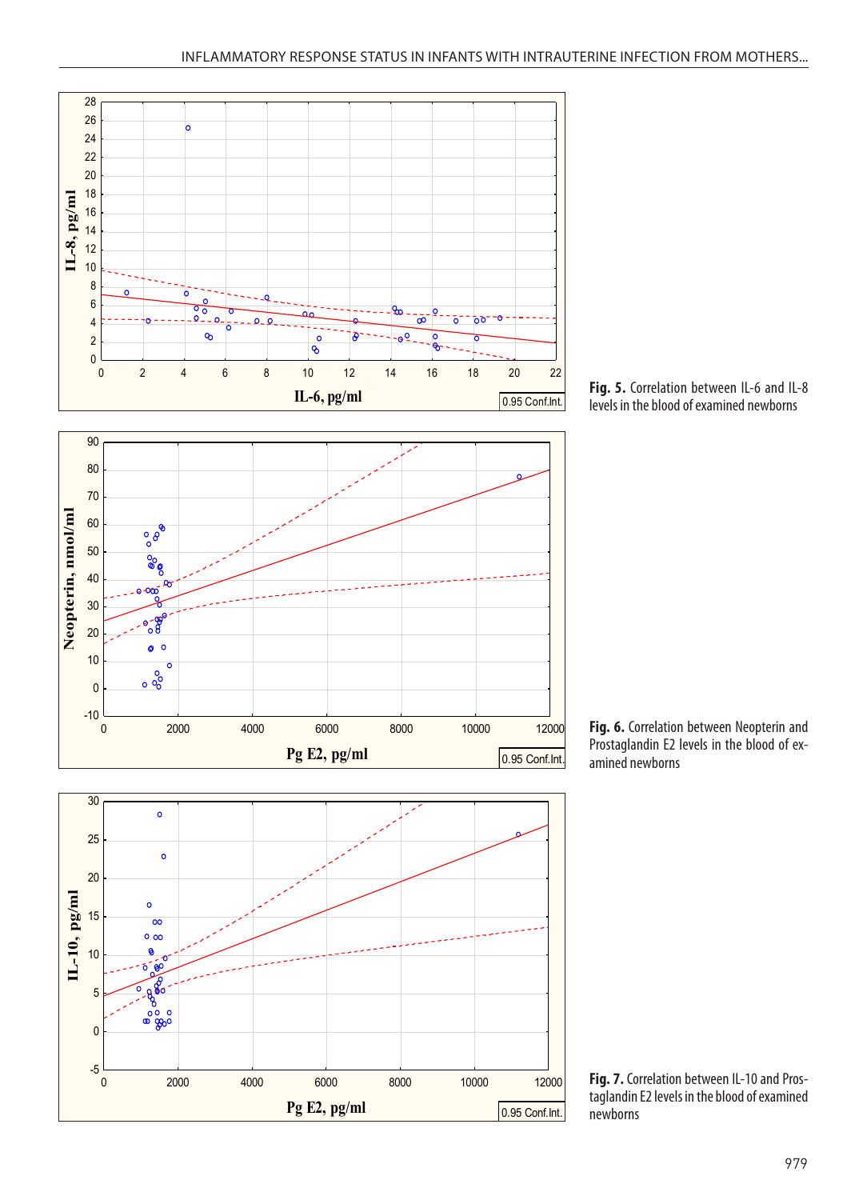**Fig. 5.** Correlation between IL-6 and IL-8 levels in the blood of examined newborns

**Fig. 6.** Correlation between Neopterin and Prostaglandin E2 levels in the blood of examined newborns

**Fig. 7.** Correlation between IL-10 and Prostaglandin E2 levels in the blood of examined newborns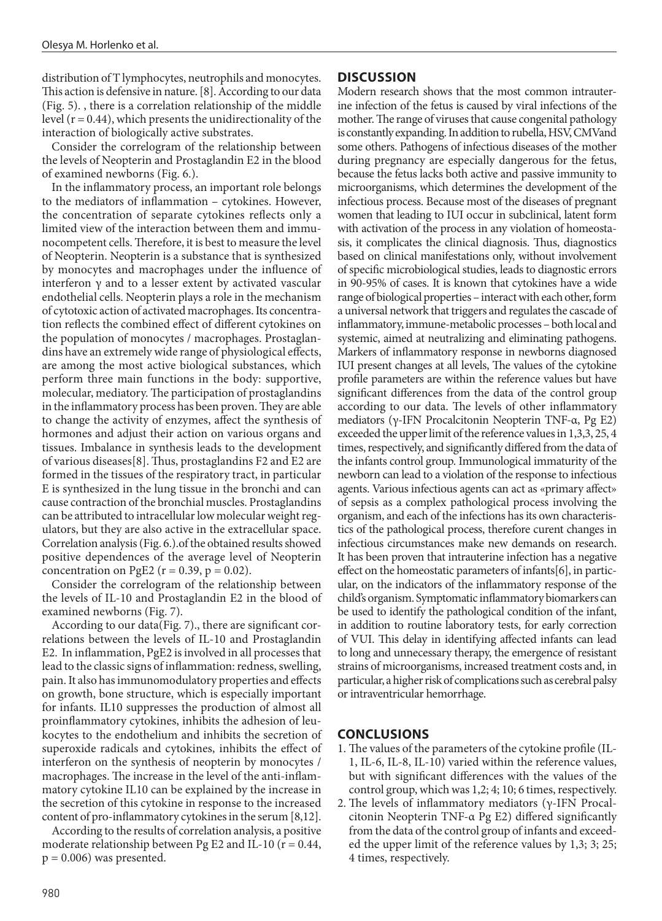distribution of T lymphocytes, neutrophils and monocytes. This action is defensive in nature. [8]. According to our data (Fig. 5). , there is a correlation relationship of the middle level ($r = 0.44$), which presents the unidirectionality of the interaction of biologically active substrates.

Consider the correlogram of the relationship between the levels of Neopterin and Prostaglandin E2 in the blood of examined newborns (Fig. 6.).

In the inflammatory process, an important role belongs to the mediators of inflammation – cytokines. However, the concentration of separate cytokines reflects only a limited view of the interaction between them and immunocompetent cells. Therefore, it is best to measure the level of Neopterin. Neopterin is a substance that is synthesized by monocytes and macrophages under the influence of interferon γ and to a lesser extent by activated vascular endothelial cells. Neopterin plays a role in the mechanism of cytotoxic action of activated macrophages. Its concentration reflects the combined effect of different cytokines on the population of monocytes / macrophages. Prostaglandins have an extremely wide range of physiological effects, are among the most active biological substances, which perform three main functions in the body: supportive, molecular, mediatory. The participation of prostaglandins in the inflammatory process has been proven. They are able to change the activity of enzymes, affect the synthesis of hormones and adjust their action on various organs and tissues. Imbalance in synthesis leads to the development of various diseases[8]. Thus, prostaglandins F2 and E2 are formed in the tissues of the respiratory tract, in particular E is synthesized in the lung tissue in the bronchi and can cause contraction of the bronchial muscles. Prostaglandins can be attributed to intracellular low molecular weight regulators, but they are also active in the extracellular space. Correlation analysis (Fig. 6.).of the obtained results showed positive dependences of the average level of Neopterin concentration on PgE2 ($r = 0.39$, $p = 0.02$).

Consider the correlogram of the relationship between the levels of IL-10 and Prostaglandin E2 in the blood of examined newborns (Fig. 7).

According to our data(Fig. 7)., there are significant correlations between the levels of IL-10 and Prostaglandin E2. In inflammation, PgE2 is involved in all processes that lead to the classic signs of inflammation: redness, swelling, pain. It also has immunomodulatory properties and effects on growth, bone structure, which is especially important for infants. IL10 suppresses the production of almost all proinflammatory cytokines, inhibits the adhesion of leukocytes to the endothelium and inhibits the secretion of superoxide radicals and cytokines, inhibits the effect of interferon on the synthesis of neopterin by monocytes / macrophages. The increase in the level of the anti-inflammatory cytokine IL10 can be explained by the increase in the secretion of this cytokine in response to the increased content of pro-inflammatory cytokines in the serum [8,12].

According to the results of correlation analysis, a positive moderate relationship between Pg E2 and IL-10 ($r = 0.44$, $p = 0.006$) was presented.

## DISCUSSION

Modern research shows that the most common intrauterine infection of the fetus is caused by viral infections of the mother. The range of viruses that cause congenital pathology is constantly expanding. In addition to rubella, HSV, CMVand some others. Pathogens of infectious diseases of the mother during pregnancy are especially dangerous for the fetus, because the fetus lacks both active and passive immunity to microorganisms, which determines the development of the infectious process. Because most of the diseases of pregnant women that leading to IUI occur in subclinical, latent form with activation of the process in any violation of homeostasis, it complicates the clinical diagnosis. Thus, diagnostics based on clinical manifestations only, without involvement of specific microbiological studies, leads to diagnostic errors in 90-95% of cases. It is known that cytokines have a wide range of biological properties – interact with each other, form a universal network that triggers and regulates the cascade of inflammatory, immune-metabolic processes – both local and systemic, aimed at neutralizing and eliminating pathogens. Markers of inflammatory response in newborns diagnosed IUI present changes at all levels, The values of the cytokine profile parameters are within the reference values but have significant differences from the data of the control group according to our data. The levels of other inflammatory mediators (γ-IFN Procalcitonin Neopterin TNF-α, Pg E2) exceeded the upper limit of the reference values in 1,3,3, 25, 4 times, respectively, and significantly differed from the data of the infants control group. Immunological immaturity of the newborn can lead to a violation of the response to infectious agents. Various infectious agents can act as «primary affect» of sepsis as a complex pathological process involving the organism, and each of the infections has its own characteristics of the pathological process, therefore curent changes in infectious circumstances make new demands on research. It has been proven that intrauterine infection has a negative effect on the homeostatic parameters of infants[6], in particular, on the indicators of the inflammatory response of the child's organism. Symptomatic inflammatory biomarkers can be used to identify the pathological condition of the infant, in addition to routine laboratory tests, for early correction of VUI. This delay in identifying affected infants can lead to long and unnecessary therapy, the emergence of resistant strains of microorganisms, increased treatment costs and, in particular, a higher risk of complications such as cerebral palsy or intraventricular hemorrhage.

## CONCLUSIONS

1. The values of the parameters of the cytokine profile (IL-1, IL-6, IL-8, IL-10) varied within the reference values, but with significant differences with the values of the control group, which was 1,2; 4; 10; 6 times, respectively.
2. The levels of inflammatory mediators (γ-IFN Procalcitonin Neopterin TNF-α Pg E2) differed significantly from the data of the control group of infants and exceeded the upper limit of the reference values by 1,3; 3; 25; 4 times, respectively.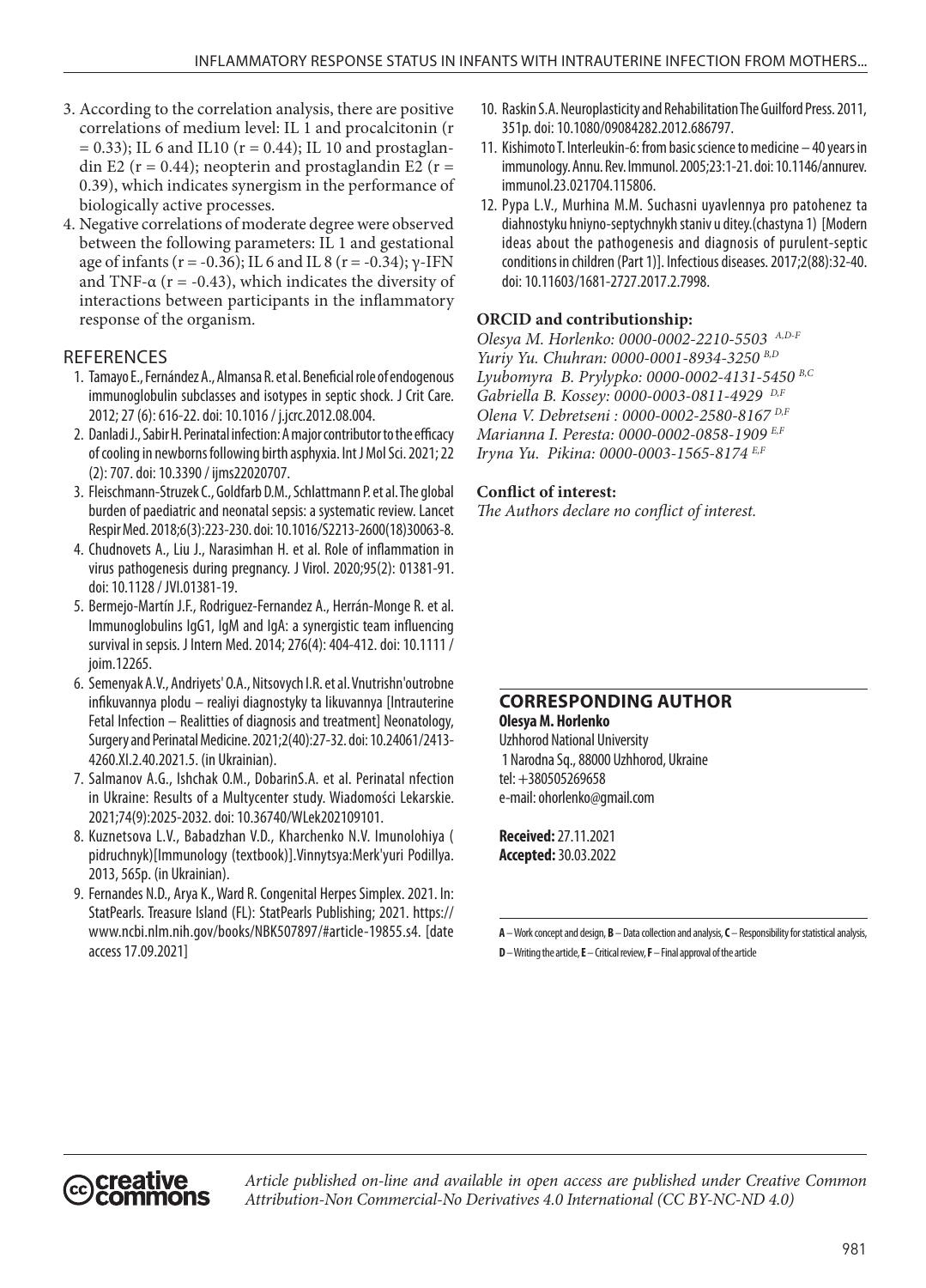3. According to the correlation analysis, there are positive correlations of medium level: IL 1 and procalcitonin ($r = 0.33$); IL 6 and IL10 ($r = 0.44$); IL 10 and prostaglandin E2 ($r = 0.44$); neopterin and prostaglandin E2 ($r = 0.39$), which indicates synergism in the performance of biologically active processes.
4. Negative correlations of moderate degree were observed between the following parameters: IL 1 and gestational age of infants ($r = -0.36$); IL 6 and IL 8 ($r = -0.34$); γ-IFN and TNF-α ($r = -0.43$), which indicates the diversity of interactions between participants in the inflammatory response of the organism.

## REFERENCES

1. Tamayo E., Fernández A., Almansa R. et al. Beneficial role of endogenous immunoglobulin subclasses and isotypes in septic shock. J Crit Care. 2012; 27 (6): 616-22. doi: 10.1016 / j.jcrc.2012.08.004.
2. Danladi J., Sabir H. Perinatal infection: A major contributor to the efficacy of cooling in newborns following birth asphyxia. Int J Mol Sci. 2021; 22 (2): 707. doi: 10.3390 / ijms22020707.
3. Fleischmann-Struzek C., Goldfarb D.M., Schlattmann P. et al. The global burden of paediatric and neonatal sepsis: a systematic review. Lancet Respir Med. 2018;6(3):223-230. doi: 10.1016/S2213-2600(18)30063-8.
4. Chudnovets A., Liu J., Narasimhan H. et al. Role of inflammation in virus pathogenesis during pregnancy. J Virol. 2020;95(2): 01381-91. doi: 10.1128 / JVI.01381-19.
5. Bermejo-Martín J.F., Rodriguez-Fernandez A., Herrán-Monge R. et al. Immunoglobulins IgG1, IgM and IgA: a synergistic team influencing survival in sepsis. J Intern Med. 2014; 276(4): 404-412. doi: 10.1111 / joim.12265.
6. Semenyak A.V., Andriyets' O.A., Nitsovych I.R. et al. Vnutrishn'outrobne infikuvannya plodu – realiyi diagnostyky ta likuvannya [Intrauterine Fetal Infection – Realitties of diagnosis and treatment] Neonatology, Surgery and Perinatal Medicine. 2021;2(40):27-32. doi: 10.24061/2413-4260.XI.2.40.2021.5. (in Ukrainian).
7. Salmanov A.G., Ishchak O.M., DobarinS.A. et al. Perinatal nfection in Ukraine: Results of a Multycenter study. Wiadomości Lekarskie. 2021;74(9):2025-2032. doi: 10.36740/WLek202109101.
8. Kuznetsova L.V., Babadzhan V.D., Kharchenko N.V. Imunolohiya ( pidruchnyk)[Immunology (textbook)].Vinnytsya:Merk'yuri Podillya. 2013, 565p. (in Ukrainian).
9. Fernandes N.D., Arya K., Ward R. Congenital Herpes Simplex. 2021. In: StatPearls. Treasure Island (FL): StatPearls Publishing; 2021. https://www.ncbi.nlm.nih.gov/books/NBK507897/#article-19855.s4. [date access 17.09.2021]
10. Raskin S.A. Neuroplasticity and Rehabilitation The Guilford Press. 2011, 351p. doi: 10.1080/09084282.2012.686797.
11. Kishimoto T. Interleukin-6: from basic science to medicine – 40 years in immunology. Annu. Rev. Immunol. 2005;23:1-21. doi: 10.1146/annurev.immunol.23.021704.115806.
12. Pypa L.V., Murhina M.M. Suchasni uyavlennya pro patohenez ta diahnostyku hniyno-septychnykh staniv u ditey.(chastyna 1) [Modern ideas about the pathogenesis and diagnosis of purulent-septic conditions in children (Part 1)]. Infectious diseases. 2017;2(88):32-40. doi: 10.11603/1681-2727.2017.2.7998.

**ORCID and contributionship:**

*Olesya M. Horlenko: 0000-0002-2210-5503 [A,D-F]*
*Yuriy Yu. Chuhran: 0000-0001-8934-3250 [B,D]*
*Lyubomyra B. Prylypko: 0000-0002-4131-5450 [B,C]*
*Gabriella B. Kossey: 0000-0003-0811-4929 [D,F]*
*Olena V. Debretseni : 0000-0002-2580-8167 [D,F]*
*Marianna I. Peresta: 0000-0002-0858-1909 [E,F]*
*Iryna Yu. Pikina: 0000-0003-1565-8174 [E,F]*

**Conflict of interest:**

*The Authors declare no conflict of interest.*

## CORRESPONDING AUTHOR

**Olesya M. Horlenko**
Uzhhorod National University
1 Narodna Sq., 88000 Uzhhorod, Ukraine
tel: +380505269658
e-mail: ohorlenko@gmail.com

**Received:** 27.11.2021
**Accepted:** 30.03.2022

**A** – Work concept and design, **B** – Data collection and analysis, **C** – Responsibility for statistical analysis, **D** – Writing the article, **E** – Critical review, **F** – Final approval of the article

*Article published on-line and available in open access are published under Creative Common Attribution-Non Commercial-No Derivatives 4.0 International (CC BY-NC-ND 4.0)*